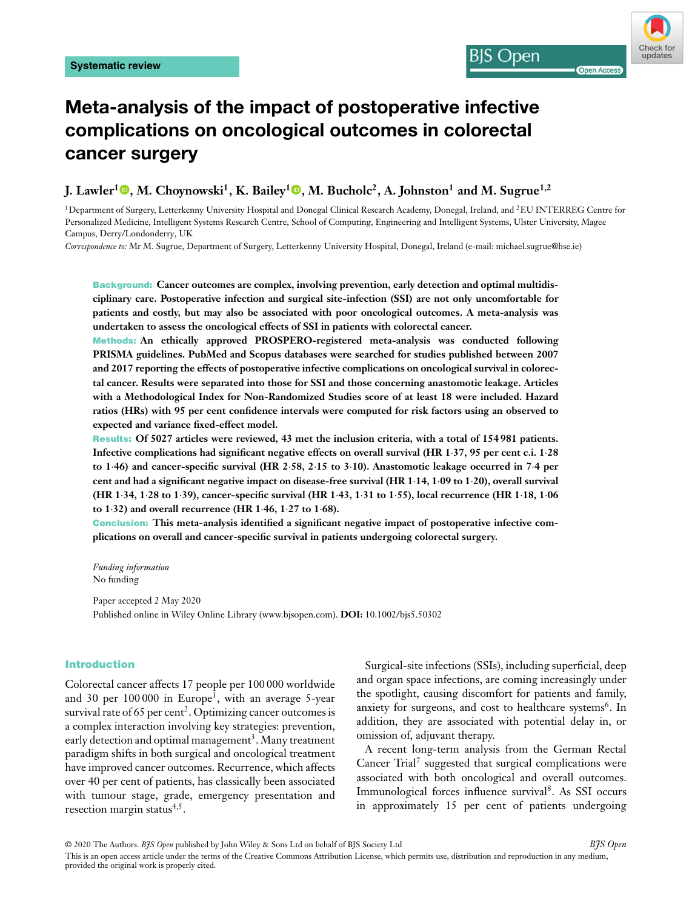Systematic review

# Meta-analysis of the impact of postoperative infective complications on oncological outcomes in colorectal cancer surgery

**J. Lawler[1], M. Choynowski[1], K. Bailey[1], M. Bucholc[2], A. Johnston[1] and M. Sugrue[1,2]**

[1]Department of Surgery, Letterkenny University Hospital and Donegal Clinical Research Academy, Donegal, Ireland, and [2]EU INTERREG Centre for Personalized Medicine, Intelligent Systems Research Centre, School of Computing, Engineering and Intelligent Systems, Ulster University, Magee Campus, Derry/Londonderry, UK

*Correspondence to:* Mr M. Sugrue, Department of Surgery, Letterkenny University Hospital, Donegal, Ireland (e-mail: michael.sugrue@hse.ie)

**Background:** Cancer outcomes are complex, involving prevention, early detection and optimal multidisciplinary care. Postoperative infection and surgical site-infection (SSI) are not only uncomfortable for patients and costly, but may also be associated with poor oncological outcomes. A meta-analysis was undertaken to assess the oncological effects of SSI in patients with colorectal cancer.

**Methods:** An ethically approved PROSPERO-registered meta-analysis was conducted following PRISMA guidelines. PubMed and Scopus databases were searched for studies published between 2007 and 2017 reporting the effects of postoperative infective complications on oncological survival in colorectal cancer. Results were separated into those for SSI and those concerning anastomotic leakage. Articles with a Methodological Index for Non-Randomized Studies score of at least 18 were included. Hazard ratios (HRs) with 95 per cent confidence intervals were computed for risk factors using an observed to expected and variance fixed-effect model.

**Results:** Of 5027 articles were reviewed, 43 met the inclusion criteria, with a total of 154 981 patients. Infective complications had significant negative effects on overall survival (HR 1·37, 95 per cent c.i. 1·28 to 1·46) and cancer-specific survival (HR 2·58, 2·15 to 3·10). Anastomotic leakage occurred in 7·4 per cent and had a significant negative impact on disease-free survival (HR 1·14, 1·09 to 1·20), overall survival (HR 1·34, 1·28 to 1·39), cancer-specific survival (HR 1·43, 1·31 to 1·55), local recurrence (HR 1·18, 1·06 to 1·32) and overall recurrence (HR 1·46, 1·27 to 1·68).

**Conclusion:** This meta-analysis identified a significant negative impact of postoperative infective complications on overall and cancer-specific survival in patients undergoing colorectal surgery.

*Funding information*
No funding

Paper accepted 2 May 2020
Published online in Wiley Online Library (www.bjsopen.com). **DOI:** 10.1002/bjs5.50302

## Introduction

Colorectal cancer affects 17 people per 100 000 worldwide and 30 per 100 000 in Europe[1], with an average 5-year survival rate of 65 per cent[2]. Optimizing cancer outcomes is a complex interaction involving key strategies: prevention, early detection and optimal management[3]. Many treatment paradigm shifts in both surgical and oncological treatment have improved cancer outcomes. Recurrence, which affects over 40 per cent of patients, has classically been associated with tumour stage, grade, emergency presentation and resection margin status[4,5].

Surgical-site infections (SSIs), including superficial, deep and organ space infections, are coming increasingly under the spotlight, causing discomfort for patients and family, anxiety for surgeons, and cost to healthcare systems[6]. In addition, they are associated with potential delay in, or omission of, adjuvant therapy.

A recent long-term analysis from the German Rectal Cancer Trial[7] suggested that surgical complications were associated with both oncological and overall outcomes. Immunological forces influence survival[8]. As SSI occurs in approximately 15 per cent of patients undergoing

© 2020 The Authors. *BJS Open* published by John Wiley & Sons Ltd on behalf of BJS Society Ltd
This is an open access article under the terms of the Creative Commons Attribution License, which permits use, distribution and reproduction in any medium, provided the original work is properly cited.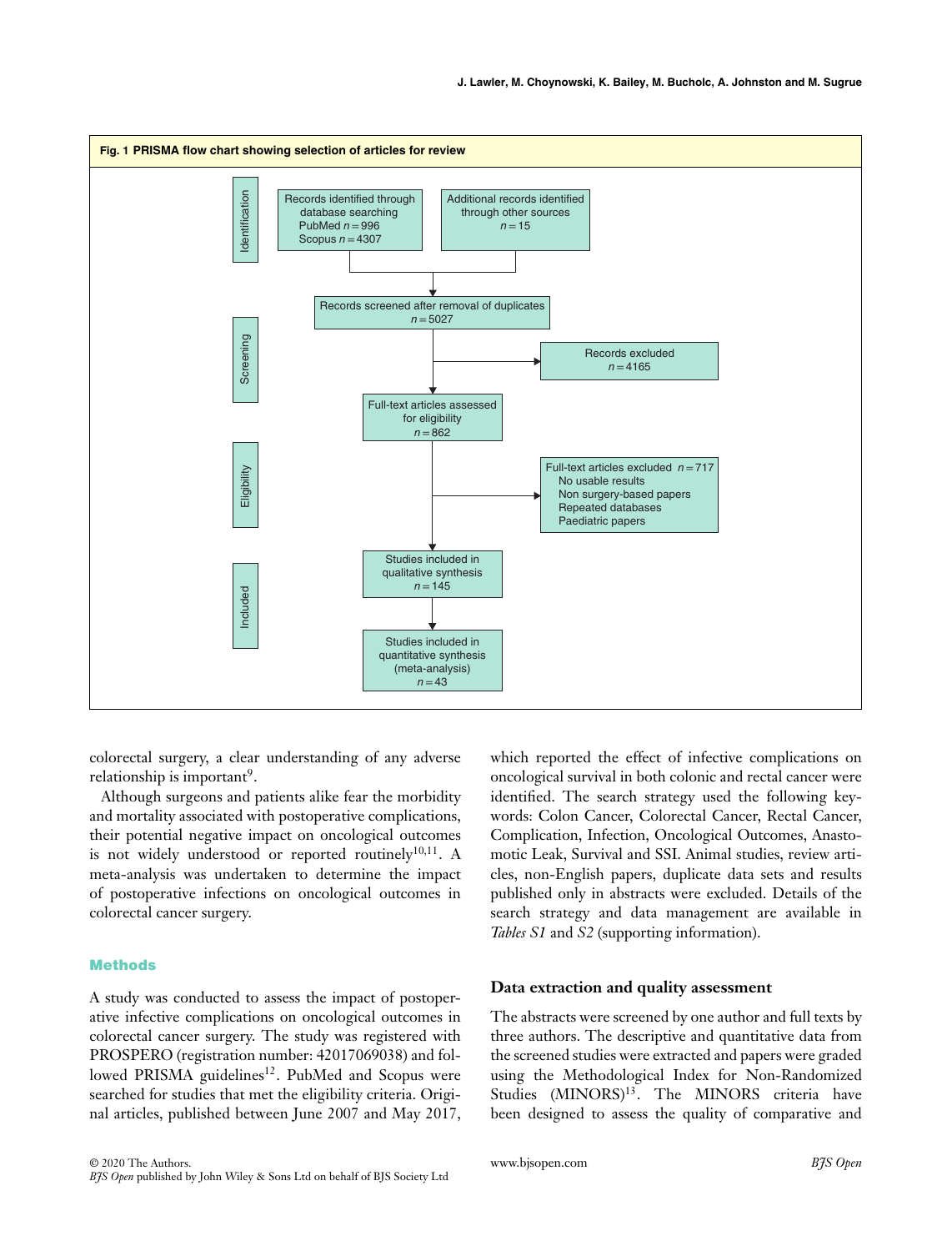**Fig. 1 PRISMA flow chart showing selection of articles for review**

- Identification
  - Records identified through database searching: PubMed $n = 996$, Scopus $n = 4307$
  - Additional records identified through other sources: $n = 15$
- Screening
  - Records screened after removal of duplicates: $n = 5027$
  - Records excluded: $n = 4165$
- Eligibility
  - Full-text articles assessed for eligibility: $n = 862$
  - Full-text articles excluded $n = 717$: No usable results; Non surgery-based papers; Repeated databases; Paediatric papers
- Included
  - Studies included in qualitative synthesis: $n = 145$
  - Studies included in quantitative synthesis (meta-analysis): $n = 43$

colorectal surgery, a clear understanding of any adverse relationship is important[9].

Although surgeons and patients alike fear the morbidity and mortality associated with postoperative complications, their potential negative impact on oncological outcomes is not widely understood or reported routinely[10,11]. A meta-analysis was undertaken to determine the impact of postoperative infections on oncological outcomes in colorectal cancer surgery.

## Methods

A study was conducted to assess the impact of postoperative infective complications on oncological outcomes in colorectal cancer surgery. The study was registered with PROSPERO (registration number: 42017069038) and followed PRISMA guidelines[12]. PubMed and Scopus were searched for studies that met the eligibility criteria. Original articles, published between June 2007 and May 2017, which reported the effect of infective complications on oncological survival in both colonic and rectal cancer were identified. The search strategy used the following keywords: Colon Cancer, Colorectal Cancer, Rectal Cancer, Complication, Infection, Oncological Outcomes, Anastomotic Leak, Survival and SSI. Animal studies, review articles, non-English papers, duplicate data sets and results published only in abstracts were excluded. Details of the search strategy and data management are available in *Tables S1* and *S2* (supporting information).

### Data extraction and quality assessment

The abstracts were screened by one author and full texts by three authors. The descriptive and quantitative data from the screened studies were extracted and papers were graded using the Methodological Index for Non-Randomized Studies (MINORS)[13]. The MINORS criteria have been designed to assess the quality of comparative and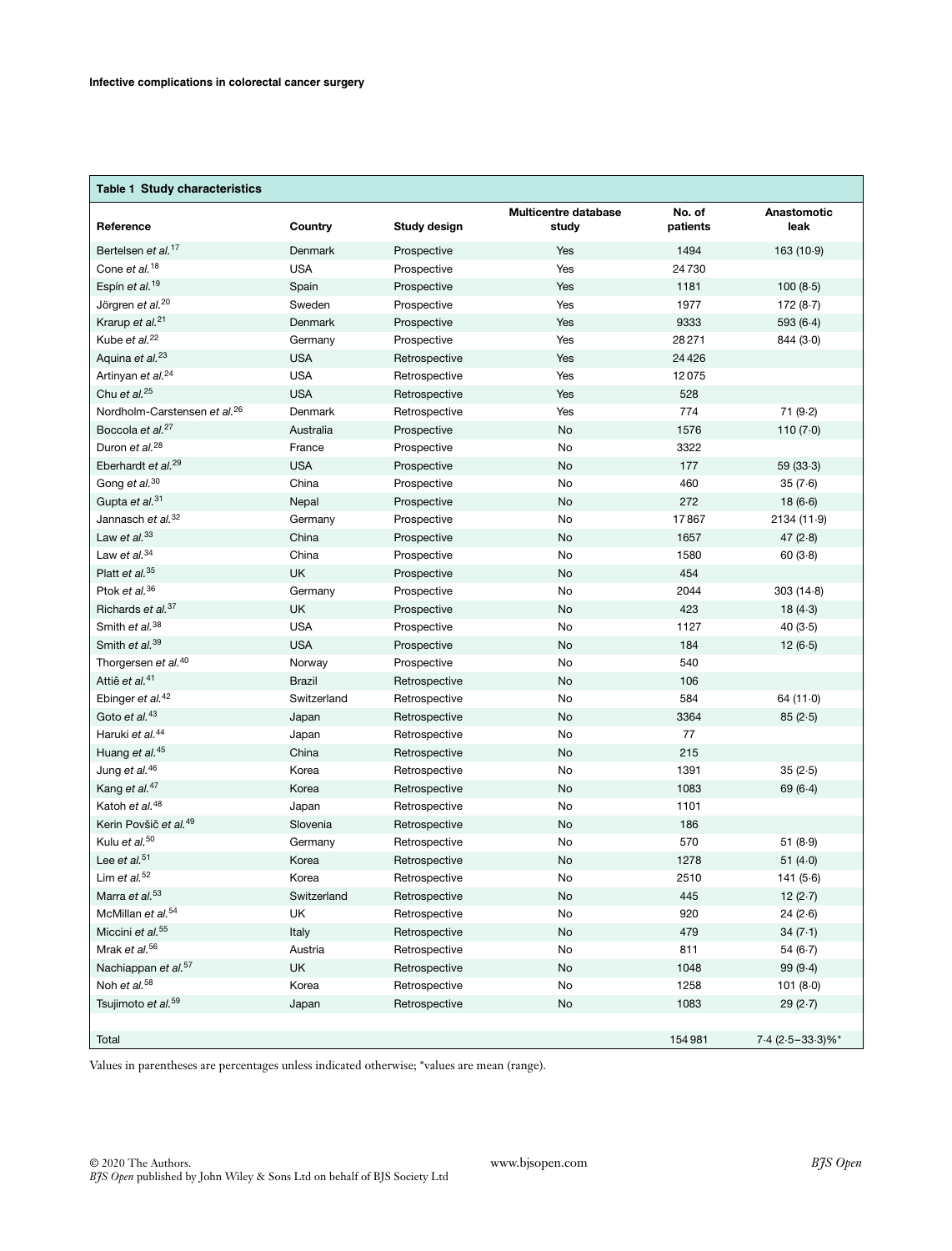**Table 1** Study characteristics

| Reference | Country | Study design | Multicentre database study | No. of patients | Anastomotic leak |
|---|---|---|---|---|---|
| Bertelsen *et al.*[17] | Denmark | Prospective | Yes | 1494 | 163 (10·9) |
| Cone *et al.*[18] | USA | Prospective | Yes | 24 730 | |
| Espín *et al.*[19] | Spain | Prospective | Yes | 1181 | 100 (8·5) |
| Jörgren *et al.*[20] | Sweden | Prospective | Yes | 1977 | 172 (8·7) |
| Krarup *et al.*[21] | Denmark | Prospective | Yes | 9333 | 593 (6·4) |
| Kube *et al.*[22] | Germany | Prospective | Yes | 28 271 | 844 (3·0) |
| Aquina *et al.*[23] | USA | Retrospective | Yes | 24 426 | |
| Artinyan *et al.*[24] | USA | Retrospective | Yes | 12 075 | |
| Chu *et al.*[25] | USA | Retrospective | Yes | 528 | |
| Nordholm-Carstensen *et al.*[26] | Denmark | Retrospective | Yes | 774 | 71 (9·2) |
| Boccola *et al.*[27] | Australia | Prospective | No | 1576 | 110 (7·0) |
| Duron *et al.*[28] | France | Prospective | No | 3322 | |
| Eberhardt *et al.*[29] | USA | Prospective | No | 177 | 59 (33·3) |
| Gong *et al.*[30] | China | Prospective | No | 460 | 35 (7·6) |
| Gupta *et al.*[31] | Nepal | Prospective | No | 272 | 18 (6·6) |
| Jannasch *et al.*[32] | Germany | Prospective | No | 17 867 | 2134 (11·9) |
| Law *et al.*[33] | China | Prospective | No | 1657 | 47 (2·8) |
| Law *et al.*[34] | China | Prospective | No | 1580 | 60 (3·8) |
| Platt *et al.*[35] | UK | Prospective | No | 454 | |
| Ptok *et al.*[36] | Germany | Prospective | No | 2044 | 303 (14·8) |
| Richards *et al.*[37] | UK | Prospective | No | 423 | 18 (4·3) |
| Smith *et al.*[38] | USA | Prospective | No | 1127 | 40 (3·5) |
| Smith *et al.*[39] | USA | Prospective | No | 184 | 12 (6·5) |
| Thorgersen *et al.*[40] | Norway | Prospective | No | 540 | |
| Attiê *et al.*[41] | Brazil | Retrospective | No | 106 | |
| Ebinger *et al.*[42] | Switzerland | Retrospective | No | 584 | 64 (11·0) |
| Goto *et al.*[43] | Japan | Retrospective | No | 3364 | 85 (2·5) |
| Haruki *et al.*[44] | Japan | Retrospective | No | 77 | |
| Huang *et al.*[45] | China | Retrospective | No | 215 | |
| Jung *et al.*[46] | Korea | Retrospective | No | 1391 | 35 (2·5) |
| Kang *et al.*[47] | Korea | Retrospective | No | 1083 | 69 (6·4) |
| Katoh *et al.*[48] | Japan | Retrospective | No | 1101 | |
| Kerin Povšič *et al.*[49] | Slovenia | Retrospective | No | 186 | |
| Kulu *et al.*[50] | Germany | Retrospective | No | 570 | 51 (8·9) |
| Lee *et al.*[51] | Korea | Retrospective | No | 1278 | 51 (4·0) |
| Lim *et al.*[52] | Korea | Retrospective | No | 2510 | 141 (5·6) |
| Marra *et al.*[53] | Switzerland | Retrospective | No | 445 | 12 (2·7) |
| McMillan *et al.*[54] | UK | Retrospective | No | 920 | 24 (2·6) |
| Miccini *et al.*[55] | Italy | Retrospective | No | 479 | 34 (7·1) |
| Mrak *et al.*[56] | Austria | Retrospective | No | 811 | 54 (6·7) |
| Nachiappan *et al.*[57] | UK | Retrospective | No | 1048 | 99 (9·4) |
| Noh *et al.*[58] | Korea | Retrospective | No | 1258 | 101 (8·0) |
| Tsujimoto *et al.*[59] | Japan | Retrospective | No | 1083 | 29 (2·7) |
| Total | | | | 154 981 | 7·4 (2·5–33·3)%* |

Values in parentheses are percentages unless indicated otherwise; *values are mean (range).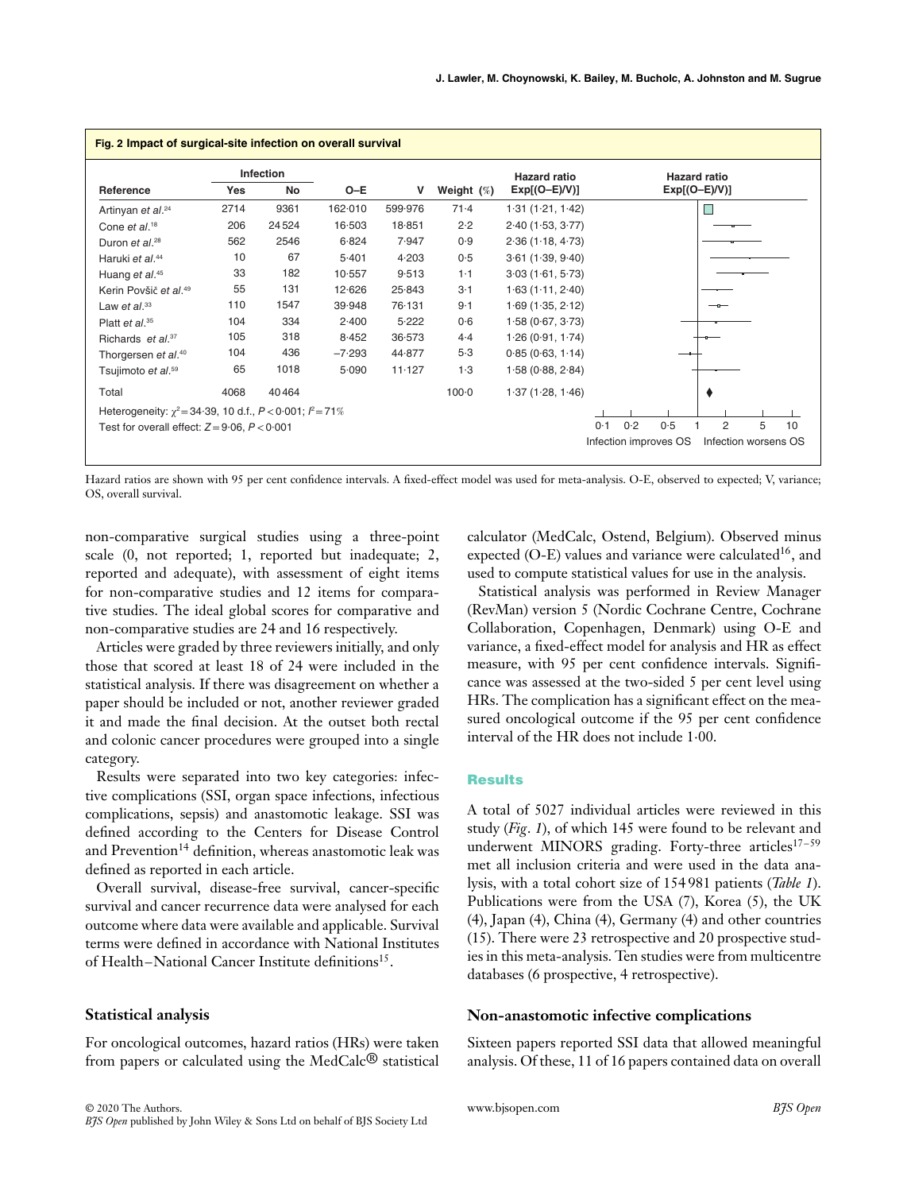**Fig. 2 Impact of surgical-site infection on overall survival**

| Reference | Infection Yes | Infection No | O–E | V | Weight (%) | Hazard ratio Exp[(O–E)/V)] |
|---|---|---|---|---|---|---|
| Artinyan *et al.*[24] | 2714 | 9361 | 162·010 | 599·976 | 71·4 | 1·31 (1·21, 1·42) |
| Cone *et al.*[18] | 206 | 24 524 | 16·503 | 18·851 | 2·2 | 2·40 (1·53, 3·77) |
| Duron *et al.*[28] | 562 | 2546 | 6·824 | 7·947 | 0·9 | 2·36 (1·18, 4·73) |
| Haruki *et al.*[44] | 10 | 67 | 5·401 | 4·203 | 0·5 | 3·61 (1·39, 9·40) |
| Huang *et al.*[45] | 33 | 182 | 10·557 | 9·513 | 1·1 | 3·03 (1·61, 5·73) |
| Kerin Povšič *et al.*[49] | 55 | 131 | 12·626 | 25·843 | 3·1 | 1·63 (1·11, 2·40) |
| Law *et al.*[33] | 110 | 1547 | 39·948 | 76·131 | 9·1 | 1·69 (1·35, 2·12) |
| Platt *et al.*[35] | 104 | 334 | 2·400 | 5·222 | 0·6 | 1·58 (0·67, 3·73) |
| Richards *et al.*[37] | 105 | 318 | 8·452 | 36·573 | 4·4 | 1·26 (0·91, 1·74) |
| Thorgersen *et al.*[40] | 104 | 436 | −7·293 | 44·877 | 5·3 | 0·85 (0·63, 1·14) |
| Tsujimoto *et al.*[59] | 65 | 1018 | 5·090 | 11·127 | 1·3 | 1·58 (0·88, 2·84) |
| Total | 4068 | 40 464 | | | 100·0 | 1·37 (1·28, 1·46) |

Heterogeneity: $\chi^2 = 34{\cdot}39$, 10 d.f., $P < 0{\cdot}001$; $I^2 = 71\%$

Test for overall effect: $Z = 9{\cdot}06$, $P < 0{\cdot}001$

Hazard ratio Exp[(O–E)/V)] axis: 0·1, 0·2, 0·5, 1, 2, 5, 10 — Infection improves OS / Infection worsens OS

Hazard ratios are shown with 95 per cent confidence intervals. A fixed-effect model was used for meta-analysis. O-E, observed to expected; V, variance; OS, overall survival.

non-comparative surgical studies using a three-point scale (0, not reported; 1, reported but inadequate; 2, reported and adequate), with assessment of eight items for non-comparative studies and 12 items for comparative studies. The ideal global scores for comparative and non-comparative studies are 24 and 16 respectively.

Articles were graded by three reviewers initially, and only those that scored at least 18 of 24 were included in the statistical analysis. If there was disagreement on whether a paper should be included or not, another reviewer graded it and made the final decision. At the outset both rectal and colonic cancer procedures were grouped into a single category.

Results were separated into two key categories: infective complications (SSI, organ space infections, infectious complications, sepsis) and anastomotic leakage. SSI was defined according to the Centers for Disease Control and Prevention[14] definition, whereas anastomotic leak was defined as reported in each article.

Overall survival, disease-free survival, cancer-specific survival and cancer recurrence data were analysed for each outcome where data were available and applicable. Survival terms were defined in accordance with National Institutes of Health–National Cancer Institute definitions[15].

## Statistical analysis

For oncological outcomes, hazard ratios (HRs) were taken from papers or calculated using the MedCalc® statistical calculator (MedCalc, Ostend, Belgium). Observed minus expected (O-E) values and variance were calculated[16], and used to compute statistical values for use in the analysis.

Statistical analysis was performed in Review Manager (RevMan) version 5 (Nordic Cochrane Centre, Cochrane Collaboration, Copenhagen, Denmark) using O-E and variance, a fixed-effect model for analysis and HR as effect measure, with 95 per cent confidence intervals. Significance was assessed at the two-sided 5 per cent level using HRs. The complication has a significant effect on the measured oncological outcome if the 95 per cent confidence interval of the HR does not include 1·00.

## Results

A total of 5027 individual articles were reviewed in this study (*Fig. 1*), of which 145 were found to be relevant and underwent MINORS grading. Forty-three articles[17–59] met all inclusion criteria and were used in the data analysis, with a total cohort size of 154 981 patients (*Table 1*). Publications were from the USA (7), Korea (5), the UK (4), Japan (4), China (4), Germany (4) and other countries (15). There were 23 retrospective and 20 prospective studies in this meta-analysis. Ten studies were from multicentre databases (6 prospective, 4 retrospective).

## Non-anastomotic infective complications

Sixteen papers reported SSI data that allowed meaningful analysis. Of these, 11 of 16 papers contained data on overall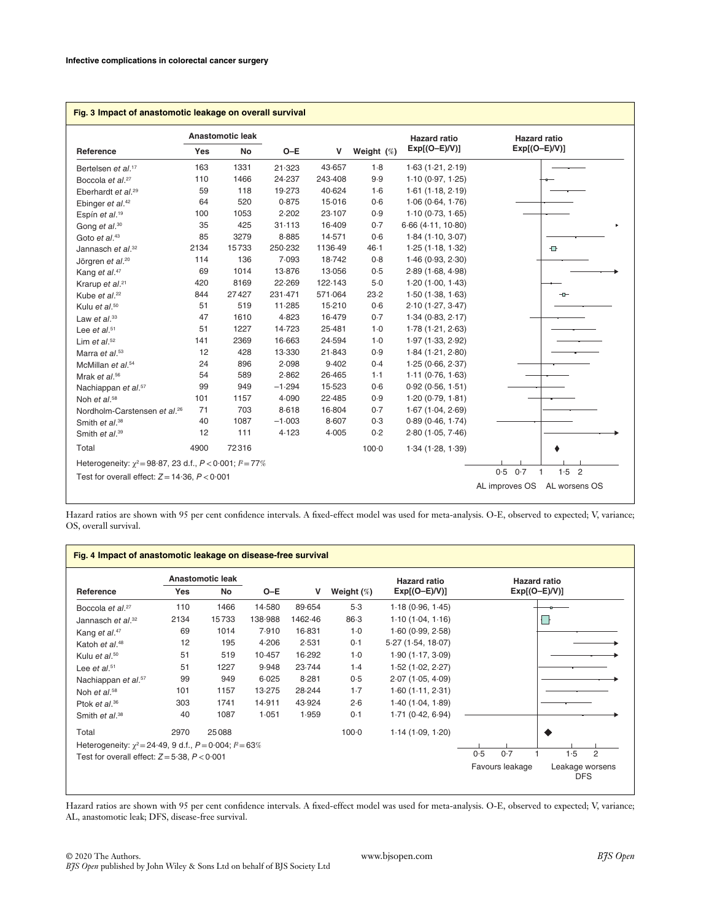**Fig. 3 Impact of anastomotic leakage on overall survival**

| Reference | Anastomotic leak Yes | Anastomotic leak No | O–E | V | Weight (%) | Hazard ratio Exp[(O–E)/V)] |
|---|---|---|---|---|---|---|
| Bertelsen *et al.*[17] | 163 | 1331 | 21·323 | 43·657 | 1·8 | 1·63 (1·21, 2·19) |
| Boccola *et al.*[27] | 110 | 1466 | 24·237 | 243·408 | 9·9 | 1·10 (0·97, 1·25) |
| Eberhardt *et al.*[29] | 59 | 118 | 19·273 | 40·624 | 1·6 | 1·61 (1·18, 2·19) |
| Ebinger *et al.*[42] | 64 | 520 | 0·875 | 15·016 | 0·6 | 1·06 (0·64, 1·76) |
| Espín *et al.*[19] | 100 | 1053 | 2·202 | 23·107 | 0·9 | 1·10 (0·73, 1·65) |
| Gong *et al.*[30] | 35 | 425 | 31·113 | 16·409 | 0·7 | 6·66 (4·11, 10·80) |
| Goto *et al.*[43] | 85 | 3279 | 8·885 | 14·571 | 0·6 | 1·84 (1·10, 3·07) |
| Jannasch *et al.*[32] | 2134 | 15733 | 250·232 | 1136·49 | 46·1 | 1·25 (1·18, 1·32) |
| Jörgren *et al.*[20] | 114 | 136 | 7·093 | 18·742 | 0·8 | 1·46 (0·93, 2·30) |
| Kang *et al.*[47] | 69 | 1014 | 13·876 | 13·056 | 0·5 | 2·89 (1·68, 4·98) |
| Krarup *et al.*[21] | 420 | 8169 | 22·269 | 122·143 | 5·0 | 1·20 (1·00, 1·43) |
| Kube *et al.*[22] | 844 | 27427 | 231·471 | 571·064 | 23·2 | 1·50 (1·38, 1·63) |
| Kulu *et al.*[50] | 51 | 519 | 11·285 | 15·210 | 0·6 | 2·10 (1·27, 3·47) |
| Law *et al.*[33] | 47 | 1610 | 4·823 | 16·479 | 0·7 | 1·34 (0·83, 2·17) |
| Lee *et al.*[51] | 51 | 1227 | 14·723 | 25·481 | 1·0 | 1·78 (1·21, 2·63) |
| Lim *et al.*[52] | 141 | 2369 | 16·663 | 24·594 | 1·0 | 1·97 (1·33, 2·92) |
| Marra *et al.*[53] | 12 | 428 | 13·330 | 21·843 | 0·9 | 1·84 (1·21, 2·80) |
| McMillan *et al.*[54] | 24 | 896 | 2·098 | 9·402 | 0·4 | 1·25 (0·66, 2·37) |
| Mrak *et al.*[56] | 54 | 589 | 2·862 | 26·465 | 1·1 | 1·11 (0·76, 1·63) |
| Nachiappan *et al.*[57] | 99 | 949 | −1·294 | 15·523 | 0·6 | 0·92 (0·56, 1·51) |
| Noh *et al.*[58] | 101 | 1157 | 4·090 | 22·485 | 0·9 | 1·20 (0·79, 1·81) |
| Nordholm-Carstensen *et al.*[26] | 71 | 703 | 8·618 | 16·804 | 0·7 | 1·67 (1·04, 2·69) |
| Smith *et al.*[38] | 40 | 1087 | −1·003 | 8·607 | 0·3 | 0·89 (0·46, 1·74) |
| Smith *et al.*[39] | 12 | 111 | 4·123 | 4·005 | 0·2 | 2·80 (1·05, 7·46) |
| Total | 4900 | 72316 | | | 100·0 | 1·34 (1·28, 1·39) |

Heterogeneity: $\chi^2 = 98{\cdot}87$, 23 d.f., $P < 0{\cdot}001$; $I^2 = 77\%$

Test for overall effect: $Z = 14{\cdot}36$, $P < 0{\cdot}001$

AL improves OS — AL worsens OS

Hazard ratios are shown with 95 per cent confidence intervals. A fixed-effect model was used for meta-analysis. O-E, observed to expected; V, variance; OS, overall survival.

**Fig. 4 Impact of anastomotic leakage on disease-free survival**

| Reference | Anastomotic leak Yes | Anastomotic leak No | O–E | V | Weight (%) | Hazard ratio Exp[(O–E)/V)] |
|---|---|---|---|---|---|---|
| Boccola *et al.*[27] | 110 | 1466 | 14·580 | 89·654 | 5·3 | 1·18 (0·96, 1·45) |
| Jannasch *et al.*[32] | 2134 | 15733 | 138·988 | 1462·46 | 86·3 | 1·10 (1·04, 1·16) |
| Kang *et al.*[47] | 69 | 1014 | 7·910 | 16·831 | 1·0 | 1·60 (0·99, 2·58) |
| Katoh *et al.*[48] | 12 | 195 | 4·206 | 2·531 | 0·1 | 5·27 (1·54, 18·07) |
| Kulu *et al.*[50] | 51 | 519 | 10·457 | 16·292 | 1·0 | 1·90 (1·17, 3·09) |
| Lee *et al.*[51] | 51 | 1227 | 9·948 | 23·744 | 1·4 | 1·52 (1·02, 2·27) |
| Nachiappan *et al.*[57] | 99 | 949 | 6·025 | 8·281 | 0·5 | 2·07 (1·05, 4·09) |
| Noh *et al.*[58] | 101 | 1157 | 13·275 | 28·244 | 1·7 | 1·60 (1·11, 2·31) |
| Ptok *et al.*[36] | 303 | 1741 | 14·911 | 43·924 | 2·6 | 1·40 (1·04, 1·89) |
| Smith *et al.*[38] | 40 | 1087 | 1·051 | 1·959 | 0·1 | 1·71 (0·42, 6·94) |
| Total | 2970 | 25088 | | | 100·0 | 1·14 (1·09, 1·20) |

Heterogeneity: $\chi^2 = 24{\cdot}49$, 9 d.f., $P = 0{\cdot}004$; $I^2 = 63\%$

Test for overall effect: $Z = 5{\cdot}38$, $P < 0{\cdot}001$

Favours leakage — Leakage worsens DFS

Hazard ratios are shown with 95 per cent confidence intervals. A fixed-effect model was used for meta-analysis. O-E, observed to expected; V, variance; AL, anastomotic leak; DFS, disease-free survival.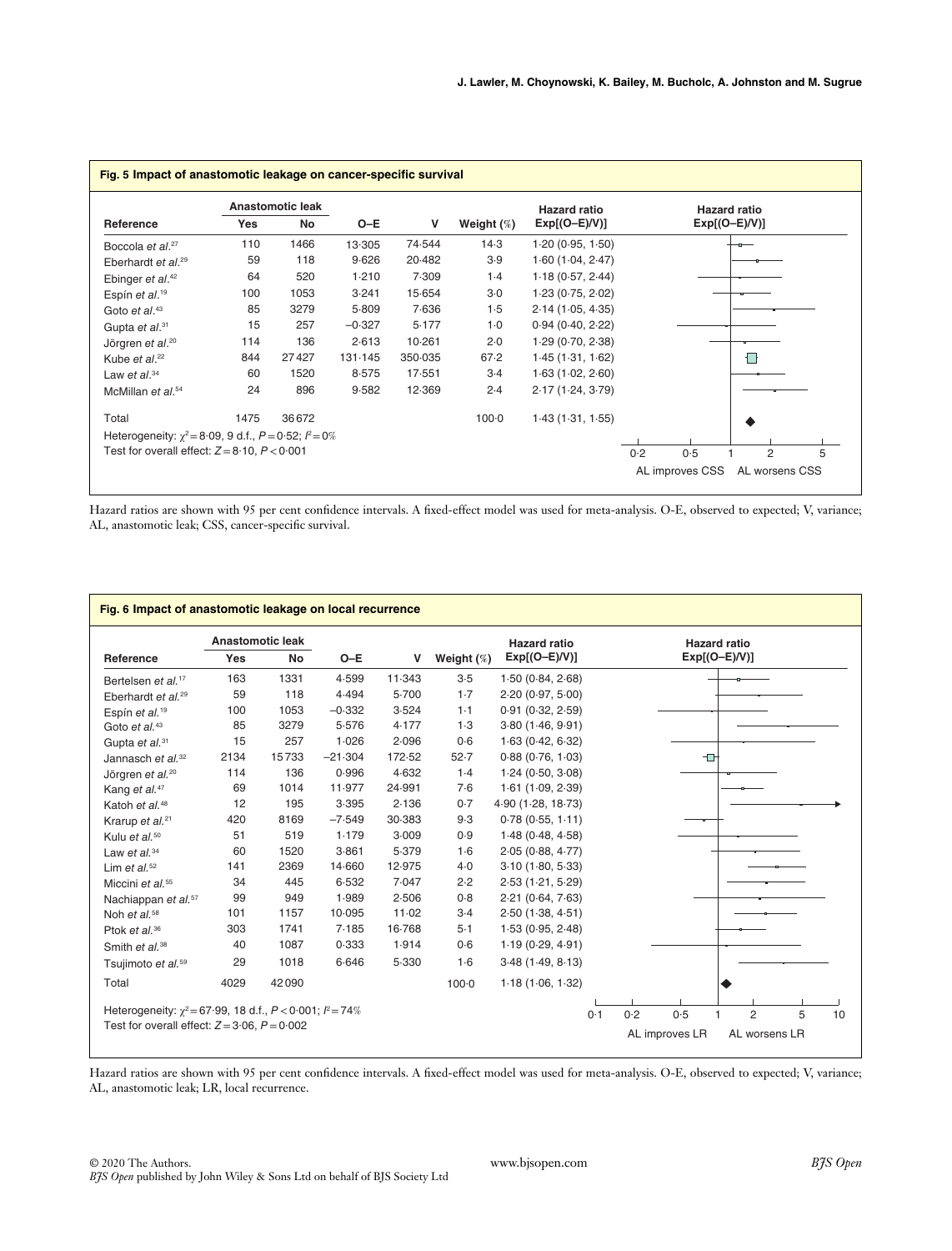**Fig. 5 Impact of anastomotic leakage on cancer-specific survival**

| Reference | Anastomotic leak Yes | Anastomotic leak No | O–E | V | Weight (%) | Hazard ratio Exp[(O–E)/V)] |
|---|---|---|---|---|---|---|
| Boccola *et al.*[27] | 110 | 1466 | 13·305 | 74·544 | 14·3 | 1·20 (0·95, 1·50) |
| Eberhardt *et al.*[29] | 59 | 118 | 9·626 | 20·482 | 3·9 | 1·60 (1·04, 2·47) |
| Ebinger *et al.*[42] | 64 | 520 | 1·210 | 7·309 | 1·4 | 1·18 (0·57, 2·44) |
| Espín *et al.*[19] | 100 | 1053 | 3·241 | 15·654 | 3·0 | 1·23 (0·75, 2·02) |
| Goto *et al.*[43] | 85 | 3279 | 5·809 | 7·636 | 1·5 | 2·14 (1·05, 4·35) |
| Gupta *et al.*[31] | 15 | 257 | −0·327 | 5·177 | 1·0 | 0·94 (0·40, 2·22) |
| Jörgren *et al.*[20] | 114 | 136 | 2·613 | 10·261 | 2·0 | 1·29 (0·70, 2·38) |
| Kube *et al.*[22] | 844 | 27427 | 131·145 | 350·035 | 67·2 | 1·45 (1·31, 1·62) |
| Law *et al.*[34] | 60 | 1520 | 8·575 | 17·551 | 3·4 | 1·63 (1·02, 2·60) |
| McMillan *et al.*[54] | 24 | 896 | 9·582 | 12·369 | 2·4 | 2·17 (1·24, 3·79) |
| Total | 1475 | 36672 | | | 100·0 | 1·43 (1·31, 1·55) |

Heterogeneity: $\chi^2 = 8·09$, 9 d.f., $P = 0·52$; $I^2 = 0\%$

Test for overall effect: $Z = 8·10$, $P < 0·001$

Hazard ratios are shown with 95 per cent confidence intervals. A fixed-effect model was used for meta-analysis. O-E, observed to expected; V, variance; AL, anastomotic leak; CSS, cancer-specific survival.

**Fig. 6 Impact of anastomotic leakage on local recurrence**

| Reference | Anastomotic leak Yes | Anastomotic leak No | O–E | V | Weight (%) | Hazard ratio Exp[(O–E)/V)] |
|---|---|---|---|---|---|---|
| Bertelsen *et al.*[17] | 163 | 1331 | 4·599 | 11·343 | 3·5 | 1·50 (0·84, 2·68) |
| Eberhardt *et al.*[29] | 59 | 118 | 4·494 | 5·700 | 1·7 | 2·20 (0·97, 5·00) |
| Espín *et al.*[19] | 100 | 1053 | −0·332 | 3·524 | 1·1 | 0·91 (0·32, 2·59) |
| Goto *et al.*[43] | 85 | 3279 | 5·576 | 4·177 | 1·3 | 3·80 (1·46, 9·91) |
| Gupta *et al.*[31] | 15 | 257 | 1·026 | 2·096 | 0·6 | 1·63 (0·42, 6·32) |
| Jannasch *et al.*[32] | 2134 | 15733 | −21·304 | 172·52 | 52·7 | 0·88 (0·76, 1·03) |
| Jörgren *et al.*[20] | 114 | 136 | 0·996 | 4·632 | 1·4 | 1·24 (0·50, 3·08) |
| Kang *et al.*[47] | 69 | 1014 | 11·977 | 24·991 | 7·6 | 1·61 (1·09, 2·39) |
| Katoh *et al.*[48] | 12 | 195 | 3·395 | 2·136 | 0·7 | 4·90 (1·28, 18·73) |
| Krarup *et al.*[21] | 420 | 8169 | −7·549 | 30·383 | 9·3 | 0·78 (0·55, 1·11) |
| Kulu *et al.*[50] | 51 | 519 | 1·179 | 3·009 | 0·9 | 1·48 (0·48, 4·58) |
| Law *et al.*[34] | 60 | 1520 | 3·861 | 5·379 | 1·6 | 2·05 (0·88, 4·77) |
| Lim *et al.*[52] | 141 | 2369 | 14·660 | 12·975 | 4·0 | 3·10 (1·80, 5·33) |
| Miccini *et al.*[55] | 34 | 445 | 6·532 | 7·047 | 2·2 | 2·53 (1·21, 5·29) |
| Nachiappan *et al.*[57] | 99 | 949 | 1·989 | 2·506 | 0·8 | 2·21 (0·64, 7·63) |
| Noh *et al.*[58] | 101 | 1157 | 10·095 | 11·02 | 3·4 | 2·50 (1·38, 4·51) |
| Ptok *et al.*[36] | 303 | 1741 | 7·185 | 16·768 | 5·1 | 1·53 (0·95, 2·48) |
| Smith *et al.*[38] | 40 | 1087 | 0·333 | 1·914 | 0·6 | 1·19 (0·29, 4·91) |
| Tsujimoto *et al.*[59] | 29 | 1018 | 6·646 | 5·330 | 1·6 | 3·48 (1·49, 8·13) |
| Total | 4029 | 42090 | | | 100·0 | 1·18 (1·06, 1·32) |

Heterogeneity: $\chi^2 = 67·99$, 18 d.f., $P < 0·001$; $I^2 = 74\%$

Test for overall effect: $Z = 3·06$, $P = 0·002$

Hazard ratios are shown with 95 per cent confidence intervals. A fixed-effect model was used for meta-analysis. O-E, observed to expected; V, variance; AL, anastomotic leak; LR, local recurrence.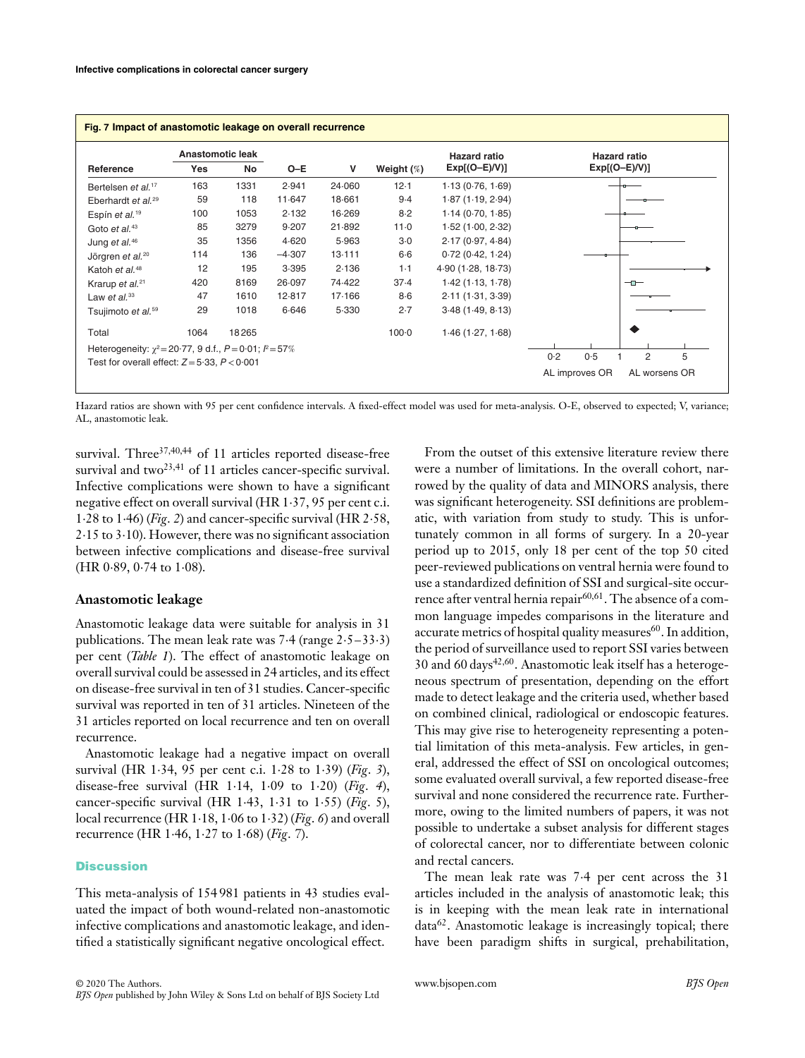**Fig. 7 Impact of anastomotic leakage on overall recurrence**

| Reference | Anastomotic leak Yes | Anastomotic leak No | O–E | V | Weight (%) | Hazard ratio Exp[(O–E)/V)] |
|---|---|---|---|---|---|---|
| Bertelsen *et al.*[17] | 163 | 1331 | 2·941 | 24·060 | 12·1 | 1·13 (0·76, 1·69) |
| Eberhardt *et al.*[29] | 59 | 118 | 11·647 | 18·661 | 9·4 | 1·87 (1·19, 2·94) |
| Espín *et al.*[19] | 100 | 1053 | 2·132 | 16·269 | 8·2 | 1·14 (0·70, 1·85) |
| Goto *et al.*[43] | 85 | 3279 | 9·207 | 21·892 | 11·0 | 1·52 (1·00, 2·32) |
| Jung *et al.*[46] | 35 | 1356 | 4·620 | 5·963 | 3·0 | 2·17 (0·97, 4·84) |
| Jörgren *et al.*[20] | 114 | 136 | −4·307 | 13·111 | 6·6 | 0·72 (0·42, 1·24) |
| Katoh *et al.*[48] | 12 | 195 | 3·395 | 2·136 | 1·1 | 4·90 (1·28, 18·73) |
| Krarup *et al.*[21] | 420 | 8169 | 26·097 | 74·422 | 37·4 | 1·42 (1·13, 1·78) |
| Law *et al.*[33] | 47 | 1610 | 12·817 | 17·166 | 8·6 | 2·11 (1·31, 3·39) |
| Tsujimoto *et al.*[59] | 29 | 1018 | 6·646 | 5·330 | 2·7 | 3·48 (1·49, 8·13) |
| Total | 1064 | 18 265 | | | 100·0 | 1·46 (1·27, 1·68) |

Heterogeneity: $\chi^2 = 20{\cdot}77$, 9 d.f., $P = 0{\cdot}01$; $I^2 = 57\%$
Test for overall effect: $Z = 5{\cdot}33$, $P < 0{\cdot}001$

Hazard ratio Exp[(O–E)/V)]: 0·2, 0·5, 1, 2, 5 — AL improves OR | AL worsens OR

Hazard ratios are shown with 95 per cent confidence intervals. A fixed-effect model was used for meta-analysis. O-E, observed to expected; V, variance; AL, anastomotic leak.

survival. Three[37,40,44] of 11 articles reported disease-free survival and two[23,41] of 11 articles cancer-specific survival. Infective complications were shown to have a significant negative effect on overall survival (HR 1·37, 95 per cent c.i. 1·28 to 1·46) (*Fig. 2*) and cancer-specific survival (HR 2·58, 2·15 to 3·10). However, there was no significant association between infective complications and disease-free survival (HR 0·89, 0·74 to 1·08).

### Anastomotic leakage

Anastomotic leakage data were suitable for analysis in 31 publications. The mean leak rate was 7·4 (range 2·5–33·3) per cent (*Table 1*). The effect of anastomotic leakage on overall survival could be assessed in 24 articles, and its effect on disease-free survival in ten of 31 studies. Cancer-specific survival was reported in ten of 31 articles. Nineteen of the 31 articles reported on local recurrence and ten on overall recurrence.

Anastomotic leakage had a negative impact on overall survival (HR 1·34, 95 per cent c.i. 1·28 to 1·39) (*Fig. 3*), disease-free survival (HR 1·14, 1·09 to 1·20) (*Fig. 4*), cancer-specific survival (HR 1·43, 1·31 to 1·55) (*Fig. 5*), local recurrence (HR 1·18, 1·06 to 1·32) (*Fig. 6*) and overall recurrence (HR 1·46, 1·27 to 1·68) (*Fig. 7*).

## Discussion

This meta-analysis of 154 981 patients in 43 studies evaluated the impact of both wound-related non-anastomotic infective complications and anastomotic leakage, and identified a statistically significant negative oncological effect.

From the outset of this extensive literature review there were a number of limitations. In the overall cohort, narrowed by the quality of data and MINORS analysis, there was significant heterogeneity. SSI definitions are problematic, with variation from study to study. This is unfortunately common in all forms of surgery. In a 20-year period up to 2015, only 18 per cent of the top 50 cited peer-reviewed publications on ventral hernia were found to use a standardized definition of SSI and surgical-site occurrence after ventral hernia repair[60,61]. The absence of a common language impedes comparisons in the literature and accurate metrics of hospital quality measures[60]. In addition, the period of surveillance used to report SSI varies between 30 and 60 days[42,60]. Anastomotic leak itself has a heterogeneous spectrum of presentation, depending on the effort made to detect leakage and the criteria used, whether based on combined clinical, radiological or endoscopic features. This may give rise to heterogeneity representing a potential limitation of this meta-analysis. Few articles, in general, addressed the effect of SSI on oncological outcomes; some evaluated overall survival, a few reported disease-free survival and none considered the recurrence rate. Furthermore, owing to the limited numbers of papers, it was not possible to undertake a subset analysis for different stages of colorectal cancer, nor to differentiate between colonic and rectal cancers.

The mean leak rate was 7·4 per cent across the 31 articles included in the analysis of anastomotic leak; this is in keeping with the mean leak rate in international data[62]. Anastomotic leakage is increasingly topical; there have been paradigm shifts in surgical, prehabilitation,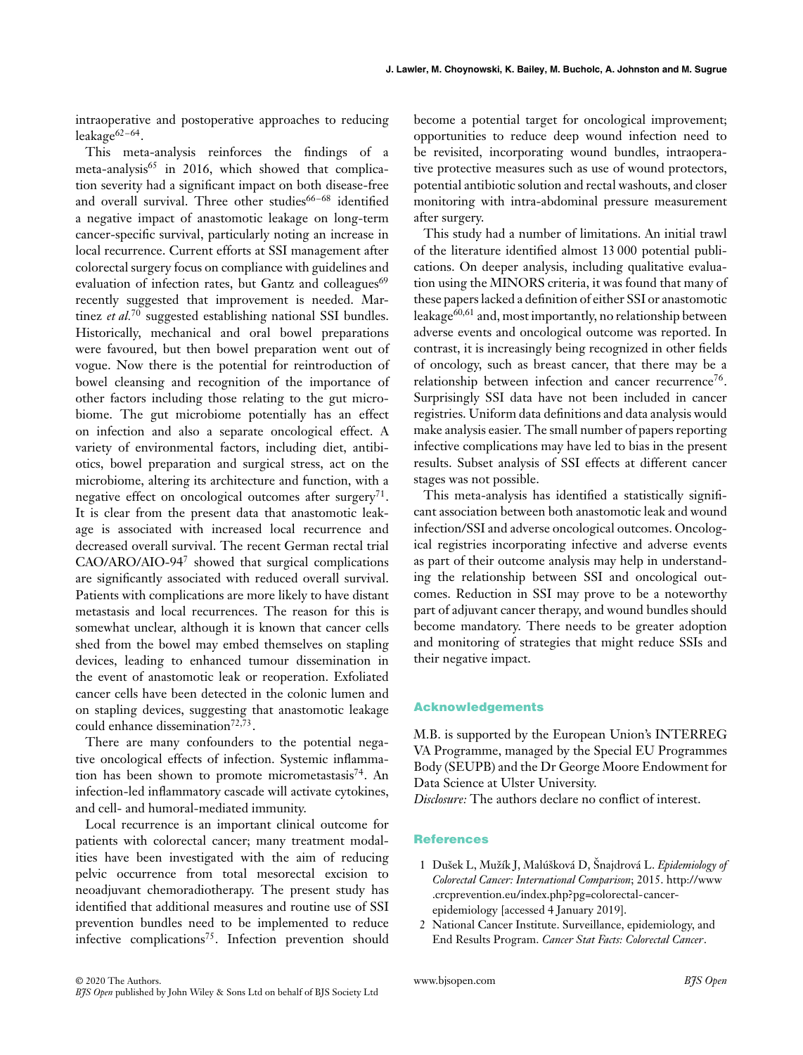intraoperative and postoperative approaches to reducing leakage[62–64].

This meta-analysis reinforces the findings of a meta-analysis[65] in 2016, which showed that complication severity had a significant impact on both disease-free and overall survival. Three other studies[66–68] identified a negative impact of anastomotic leakage on long-term cancer-specific survival, particularly noting an increase in local recurrence. Current efforts at SSI management after colorectal surgery focus on compliance with guidelines and evaluation of infection rates, but Gantz and colleagues[69] recently suggested that improvement is needed. Martinez *et al.*[70] suggested establishing national SSI bundles. Historically, mechanical and oral bowel preparations were favoured, but then bowel preparation went out of vogue. Now there is the potential for reintroduction of bowel cleansing and recognition of the importance of other factors including those relating to the gut microbiome. The gut microbiome potentially has an effect on infection and also a separate oncological effect. A variety of environmental factors, including diet, antibiotics, bowel preparation and surgical stress, act on the microbiome, altering its architecture and function, with a negative effect on oncological outcomes after surgery[71]. It is clear from the present data that anastomotic leakage is associated with increased local recurrence and decreased overall survival. The recent German rectal trial CAO/ARO/AIO-94[7] showed that surgical complications are significantly associated with reduced overall survival. Patients with complications are more likely to have distant metastasis and local recurrences. The reason for this is somewhat unclear, although it is known that cancer cells shed from the bowel may embed themselves on stapling devices, leading to enhanced tumour dissemination in the event of anastomotic leak or reoperation. Exfoliated cancer cells have been detected in the colonic lumen and on stapling devices, suggesting that anastomotic leakage could enhance dissemination[72,73].

There are many confounders to the potential negative oncological effects of infection. Systemic inflammation has been shown to promote micrometastasis[74]. An infection-led inflammatory cascade will activate cytokines, and cell- and humoral-mediated immunity.

Local recurrence is an important clinical outcome for patients with colorectal cancer; many treatment modalities have been investigated with the aim of reducing pelvic occurrence from total mesorectal excision to neoadjuvant chemoradiotherapy. The present study has identified that additional measures and routine use of SSI prevention bundles need to be implemented to reduce infective complications[75]. Infection prevention should become a potential target for oncological improvement; opportunities to reduce deep wound infection need to be revisited, incorporating wound bundles, intraoperative protective measures such as use of wound protectors, potential antibiotic solution and rectal washouts, and closer monitoring with intra-abdominal pressure measurement after surgery.

This study had a number of limitations. An initial trawl of the literature identified almost 13 000 potential publications. On deeper analysis, including qualitative evaluation using the MINORS criteria, it was found that many of these papers lacked a definition of either SSI or anastomotic leakage[60,61] and, most importantly, no relationship between adverse events and oncological outcome was reported. In contrast, it is increasingly being recognized in other fields of oncology, such as breast cancer, that there may be a relationship between infection and cancer recurrence[76]. Surprisingly SSI data have not been included in cancer registries. Uniform data definitions and data analysis would make analysis easier. The small number of papers reporting infective complications may have led to bias in the present results. Subset analysis of SSI effects at different cancer stages was not possible.

This meta-analysis has identified a statistically significant association between both anastomotic leak and wound infection/SSI and adverse oncological outcomes. Oncological registries incorporating infective and adverse events as part of their outcome analysis may help in understanding the relationship between SSI and oncological outcomes. Reduction in SSI may prove to be a noteworthy part of adjuvant cancer therapy, and wound bundles should become mandatory. There needs to be greater adoption and monitoring of strategies that might reduce SSIs and their negative impact.

## Acknowledgements

M.B. is supported by the European Union's INTERREG VA Programme, managed by the Special EU Programmes Body (SEUPB) and the Dr George Moore Endowment for Data Science at Ulster University.

*Disclosure:* The authors declare no conflict of interest.

## References

1. Dušek L, Mužík J, Malúšková D, Šnajdrová L. *Epidemiology of Colorectal Cancer: International Comparison*; 2015. http://www.crcprevention.eu/index.php?pg=colorectal-cancer-epidemiology [accessed 4 January 2019].
2. National Cancer Institute. Surveillance, epidemiology, and End Results Program. *Cancer Stat Facts: Colorectal Cancer*.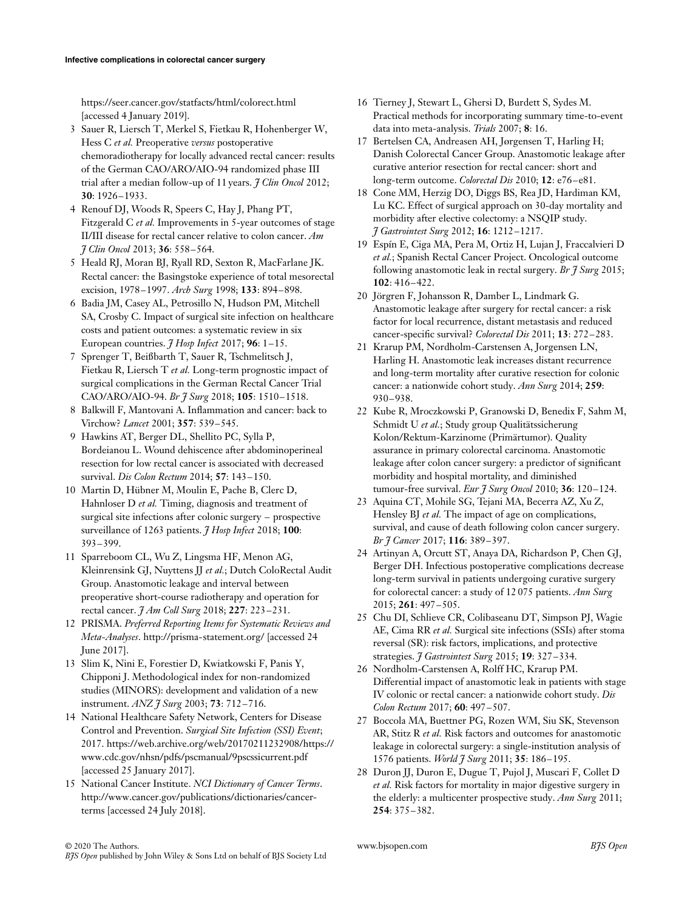https://seer.cancer.gov/statfacts/html/colorect.html [accessed 4 January 2019].

3 Sauer R, Liersch T, Merkel S, Fietkau R, Hohenberger W, Hess C *et al.* Preoperative *versus* postoperative chemoradiotherapy for locally advanced rectal cancer: results of the German CAO/ARO/AIO-94 randomized phase III trial after a median follow-up of 11 years. *J Clin Oncol* 2012; **30**: 1926–1933.

4 Renouf DJ, Woods R, Speers C, Hay J, Phang PT, Fitzgerald C *et al.* Improvements in 5-year outcomes of stage II/III disease for rectal cancer relative to colon cancer. *Am J Clin Oncol* 2013; **36**: 558–564.

5 Heald RJ, Moran BJ, Ryall RD, Sexton R, MacFarlane JK. Rectal cancer: the Basingstoke experience of total mesorectal excision, 1978–1997. *Arch Surg* 1998; **133**: 894–898.

6 Badia JM, Casey AL, Petrosillo N, Hudson PM, Mitchell SA, Crosby C. Impact of surgical site infection on healthcare costs and patient outcomes: a systematic review in six European countries. *J Hosp Infect* 2017; **96**: 1–15.

7 Sprenger T, Beißbarth T, Sauer R, Tschmelitsch J, Fietkau R, Liersch T *et al.* Long-term prognostic impact of surgical complications in the German Rectal Cancer Trial CAO/ARO/AIO-94. *Br J Surg* 2018; **105**: 1510–1518.

8 Balkwill F, Mantovani A. Inflammation and cancer: back to Virchow? *Lancet* 2001; **357**: 539–545.

9 Hawkins AT, Berger DL, Shellito PC, Sylla P, Bordeianou L. Wound dehiscence after abdominoperineal resection for low rectal cancer is associated with decreased survival. *Dis Colon Rectum* 2014; **57**: 143–150.

10 Martin D, Hübner M, Moulin E, Pache B, Clerc D, Hahnloser D *et al.* Timing, diagnosis and treatment of surgical site infections after colonic surgery – prospective surveillance of 1263 patients. *J Hosp Infect* 2018; **100**: 393–399.

11 Sparreboom CL, Wu Z, Lingsma HF, Menon AG, Kleinrensink GJ, Nuyttens JJ *et al.*; Dutch ColoRectal Audit Group. Anastomotic leakage and interval between preoperative short-course radiotherapy and operation for rectal cancer. *J Am Coll Surg* 2018; **227**: 223–231.

12 PRISMA. *Preferred Reporting Items for Systematic Reviews and Meta-Analyses*. http://prisma-statement.org/ [accessed 24 June 2017].

13 Slim K, Nini E, Forestier D, Kwiatkowski F, Panis Y, Chipponi J. Methodological index for non-randomized studies (MINORS): development and validation of a new instrument. *ANZ J Surg* 2003; **73**: 712–716.

14 National Healthcare Safety Network, Centers for Disease Control and Prevention. *Surgical Site Infection (SSI) Event*; 2017. https://web.archive.org/web/20170211232908/https://www.cdc.gov/nhsn/pdfs/pscmanual/9pscssicurrent.pdf [accessed 25 January 2017].

15 National Cancer Institute. *NCI Dictionary of Cancer Terms*. http://www.cancer.gov/publications/dictionaries/cancer-terms [accessed 24 July 2018].

16 Tierney J, Stewart L, Ghersi D, Burdett S, Sydes M. Practical methods for incorporating summary time-to-event data into meta-analysis. *Trials* 2007; **8**: 16.

17 Bertelsen CA, Andreasen AH, Jørgensen T, Harling H; Danish Colorectal Cancer Group. Anastomotic leakage after curative anterior resection for rectal cancer: short and long-term outcome. *Colorectal Dis* 2010; **12**: e76–e81.

18 Cone MM, Herzig DO, Diggs BS, Rea JD, Hardiman KM, Lu KC. Effect of surgical approach on 30-day mortality and morbidity after elective colectomy: a NSQIP study. *J Gastrointest Surg* 2012; **16**: 1212–1217.

19 Espín E, Ciga MA, Pera M, Ortiz H, Lujan J, Fraccalvieri D *et al.*; Spanish Rectal Cancer Project. Oncological outcome following anastomotic leak in rectal surgery. *Br J Surg* 2015; **102**: 416–422.

20 Jörgren F, Johansson R, Damber L, Lindmark G. Anastomotic leakage after surgery for rectal cancer: a risk factor for local recurrence, distant metastasis and reduced cancer-specific survival? *Colorectal Dis* 2011; **13**: 272–283.

21 Krarup PM, Nordholm-Carstensen A, Jorgensen LN, Harling H. Anastomotic leak increases distant recurrence and long-term mortality after curative resection for colonic cancer: a nationwide cohort study. *Ann Surg* 2014; **259**: 930–938.

22 Kube R, Mroczkowski P, Granowski D, Benedix F, Sahm M, Schmidt U *et al.*; Study group Qualitätssicherung Kolon/Rektum-Karzinome (Primärtumor). Quality assurance in primary colorectal carcinoma. Anastomotic leakage after colon cancer surgery: a predictor of significant morbidity and hospital mortality, and diminished tumour-free survival. *Eur J Surg Oncol* 2010; **36**: 120–124.

23 Aquina CT, Mohile SG, Tejani MA, Becerra AZ, Xu Z, Hensley BJ *et al.* The impact of age on complications, survival, and cause of death following colon cancer surgery. *Br J Cancer* 2017; **116**: 389–397.

24 Artinyan A, Orcutt ST, Anaya DA, Richardson P, Chen GJ, Berger DH. Infectious postoperative complications decrease long-term survival in patients undergoing curative surgery for colorectal cancer: a study of 12 075 patients. *Ann Surg* 2015; **261**: 497–505.

25 Chu DI, Schlieve CR, Colibaseanu DT, Simpson PJ, Wagie AE, Cima RR *et al.* Surgical site infections (SSIs) after stoma reversal (SR): risk factors, implications, and protective strategies. *J Gastrointest Surg* 2015; **19**: 327–334.

26 Nordholm-Carstensen A, Rolff HC, Krarup PM. Differential impact of anastomotic leak in patients with stage IV colonic or rectal cancer: a nationwide cohort study. *Dis Colon Rectum* 2017; **60**: 497–507.

27 Boccola MA, Buettner PG, Rozen WM, Siu SK, Stevenson AR, Stitz R *et al.* Risk factors and outcomes for anastomotic leakage in colorectal surgery: a single-institution analysis of 1576 patients. *World J Surg* 2011; **35**: 186–195.

28 Duron JJ, Duron E, Dugue T, Pujol J, Muscari F, Collet D *et al.* Risk factors for mortality in major digestive surgery in the elderly: a multicenter prospective study. *Ann Surg* 2011; **254**: 375–382.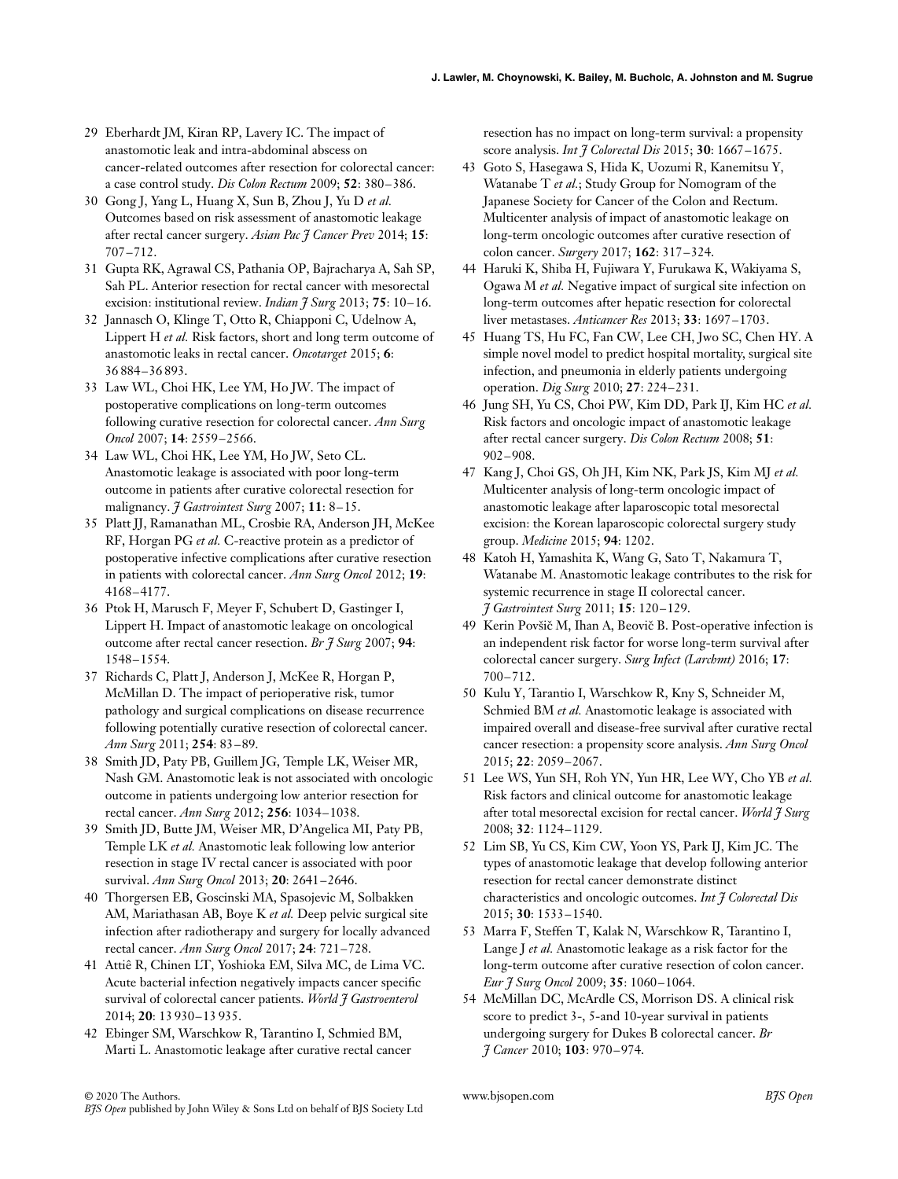29 Eberhardt JM, Kiran RP, Lavery IC. The impact of anastomotic leak and intra-abdominal abscess on cancer-related outcomes after resection for colorectal cancer: a case control study. *Dis Colon Rectum* 2009; **52**: 380–386.

30 Gong J, Yang L, Huang X, Sun B, Zhou J, Yu D *et al.* Outcomes based on risk assessment of anastomotic leakage after rectal cancer surgery. *Asian Pac J Cancer Prev* 2014; **15**: 707–712.

31 Gupta RK, Agrawal CS, Pathania OP, Bajracharya A, Sah SP, Sah PL. Anterior resection for rectal cancer with mesorectal excision: institutional review. *Indian J Surg* 2013; **75**: 10–16.

32 Jannasch O, Klinge T, Otto R, Chiapponi C, Udelnow A, Lippert H *et al.* Risk factors, short and long term outcome of anastomotic leaks in rectal cancer. *Oncotarget* 2015; **6**: 36 884–36 893.

33 Law WL, Choi HK, Lee YM, Ho JW. The impact of postoperative complications on long-term outcomes following curative resection for colorectal cancer. *Ann Surg Oncol* 2007; **14**: 2559–2566.

34 Law WL, Choi HK, Lee YM, Ho JW, Seto CL. Anastomotic leakage is associated with poor long-term outcome in patients after curative colorectal resection for malignancy. *J Gastrointest Surg* 2007; **11**: 8–15.

35 Platt JJ, Ramanathan ML, Crosbie RA, Anderson JH, McKee RF, Horgan PG *et al.* C-reactive protein as a predictor of postoperative infective complications after curative resection in patients with colorectal cancer. *Ann Surg Oncol* 2012; **19**: 4168–4177.

36 Ptok H, Marusch F, Meyer F, Schubert D, Gastinger I, Lippert H. Impact of anastomotic leakage on oncological outcome after rectal cancer resection. *Br J Surg* 2007; **94**: 1548–1554.

37 Richards C, Platt J, Anderson J, McKee R, Horgan P, McMillan D. The impact of perioperative risk, tumor pathology and surgical complications on disease recurrence following potentially curative resection of colorectal cancer. *Ann Surg* 2011; **254**: 83–89.

38 Smith JD, Paty PB, Guillem JG, Temple LK, Weiser MR, Nash GM. Anastomotic leak is not associated with oncologic outcome in patients undergoing low anterior resection for rectal cancer. *Ann Surg* 2012; **256**: 1034–1038.

39 Smith JD, Butte JM, Weiser MR, D'Angelica MI, Paty PB, Temple LK *et al.* Anastomotic leak following low anterior resection in stage IV rectal cancer is associated with poor survival. *Ann Surg Oncol* 2013; **20**: 2641–2646.

40 Thorgersen EB, Goscinski MA, Spasojevic M, Solbakken AM, Mariathasan AB, Boye K *et al.* Deep pelvic surgical site infection after radiotherapy and surgery for locally advanced rectal cancer. *Ann Surg Oncol* 2017; **24**: 721–728.

41 Attiê R, Chinen LT, Yoshioka EM, Silva MC, de Lima VC. Acute bacterial infection negatively impacts cancer specific survival of colorectal cancer patients. *World J Gastroenterol* 2014; **20**: 13 930–13 935.

42 Ebinger SM, Warschkow R, Tarantino I, Schmied BM, Marti L. Anastomotic leakage after curative rectal cancer resection has no impact on long-term survival: a propensity score analysis. *Int J Colorectal Dis* 2015; **30**: 1667–1675.

43 Goto S, Hasegawa S, Hida K, Uozumi R, Kanemitsu Y, Watanabe T *et al.*; Study Group for Nomogram of the Japanese Society for Cancer of the Colon and Rectum. Multicenter analysis of impact of anastomotic leakage on long-term oncologic outcomes after curative resection of colon cancer. *Surgery* 2017; **162**: 317–324.

44 Haruki K, Shiba H, Fujiwara Y, Furukawa K, Wakiyama S, Ogawa M *et al.* Negative impact of surgical site infection on long-term outcomes after hepatic resection for colorectal liver metastases. *Anticancer Res* 2013; **33**: 1697–1703.

45 Huang TS, Hu FC, Fan CW, Lee CH, Jwo SC, Chen HY. A simple novel model to predict hospital mortality, surgical site infection, and pneumonia in elderly patients undergoing operation. *Dig Surg* 2010; **27**: 224–231.

46 Jung SH, Yu CS, Choi PW, Kim DD, Park IJ, Kim HC *et al.* Risk factors and oncologic impact of anastomotic leakage after rectal cancer surgery. *Dis Colon Rectum* 2008; **51**: 902–908.

47 Kang J, Choi GS, Oh JH, Kim NK, Park JS, Kim MJ *et al.* Multicenter analysis of long-term oncologic impact of anastomotic leakage after laparoscopic total mesorectal excision: the Korean laparoscopic colorectal surgery study group. *Medicine* 2015; **94**: 1202.

48 Katoh H, Yamashita K, Wang G, Sato T, Nakamura T, Watanabe M. Anastomotic leakage contributes to the risk for systemic recurrence in stage II colorectal cancer. *J Gastrointest Surg* 2011; **15**: 120–129.

49 Kerin Povšič M, Ihan A, Beovič B. Post-operative infection is an independent risk factor for worse long-term survival after colorectal cancer surgery. *Surg Infect (Larchmt)* 2016; **17**: 700–712.

50 Kulu Y, Tarantio I, Warschkow R, Kny S, Schneider M, Schmied BM *et al.* Anastomotic leakage is associated with impaired overall and disease-free survival after curative rectal cancer resection: a propensity score analysis. *Ann Surg Oncol* 2015; **22**: 2059–2067.

51 Lee WS, Yun SH, Roh YN, Yun HR, Lee WY, Cho YB *et al.* Risk factors and clinical outcome for anastomotic leakage after total mesorectal excision for rectal cancer. *World J Surg* 2008; **32**: 1124–1129.

52 Lim SB, Yu CS, Kim CW, Yoon YS, Park IJ, Kim JC. The types of anastomotic leakage that develop following anterior resection for rectal cancer demonstrate distinct characteristics and oncologic outcomes. *Int J Colorectal Dis* 2015; **30**: 1533–1540.

53 Marra F, Steffen T, Kalak N, Warschkow R, Tarantino I, Lange J *et al.* Anastomotic leakage as a risk factor for the long-term outcome after curative resection of colon cancer. *Eur J Surg Oncol* 2009; **35**: 1060–1064.

54 McMillan DC, McArdle CS, Morrison DS. A clinical risk score to predict 3-, 5-and 10-year survival in patients undergoing surgery for Dukes B colorectal cancer. *Br J Cancer* 2010; **103**: 970–974.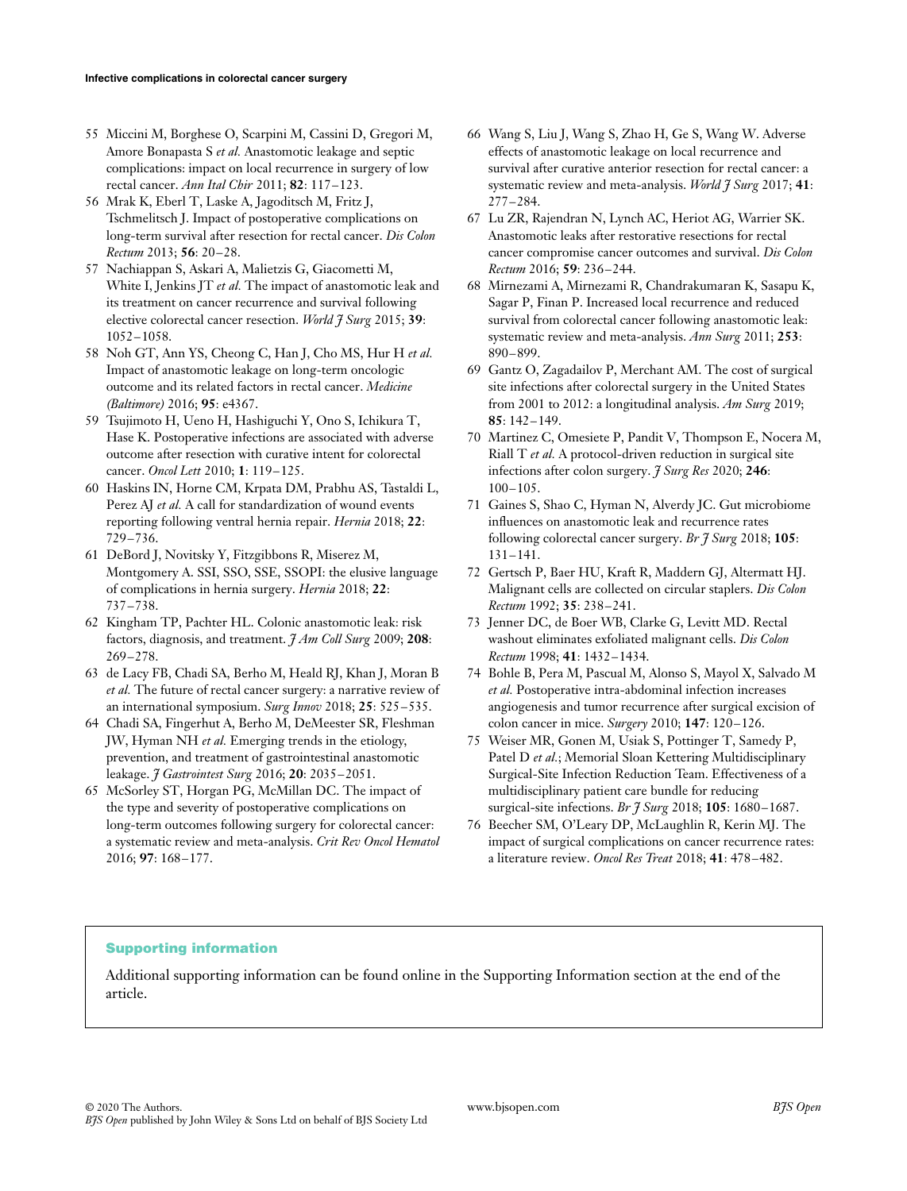55 Miccini M, Borghese O, Scarpini M, Cassini D, Gregori M, Amore Bonapasta S *et al.* Anastomotic leakage and septic complications: impact on local recurrence in surgery of low rectal cancer. *Ann Ital Chir* 2011; **82**: 117–123.

56 Mrak K, Eberl T, Laske A, Jagoditsch M, Fritz J, Tschmelitsch J. Impact of postoperative complications on long-term survival after resection for rectal cancer. *Dis Colon Rectum* 2013; **56**: 20–28.

57 Nachiappan S, Askari A, Malietzis G, Giacometti M, White I, Jenkins JT *et al.* The impact of anastomotic leak and its treatment on cancer recurrence and survival following elective colorectal cancer resection. *World J Surg* 2015; **39**: 1052–1058.

58 Noh GT, Ann YS, Cheong C, Han J, Cho MS, Hur H *et al.* Impact of anastomotic leakage on long-term oncologic outcome and its related factors in rectal cancer. *Medicine (Baltimore)* 2016; **95**: e4367.

59 Tsujimoto H, Ueno H, Hashiguchi Y, Ono S, Ichikura T, Hase K. Postoperative infections are associated with adverse outcome after resection with curative intent for colorectal cancer. *Oncol Lett* 2010; **1**: 119–125.

60 Haskins IN, Horne CM, Krpata DM, Prabhu AS, Tastaldi L, Perez AJ *et al.* A call for standardization of wound events reporting following ventral hernia repair. *Hernia* 2018; **22**: 729–736.

61 DeBord J, Novitsky Y, Fitzgibbons R, Miserez M, Montgomery A. SSI, SSO, SSE, SSOPI: the elusive language of complications in hernia surgery. *Hernia* 2018; **22**: 737–738.

62 Kingham TP, Pachter HL. Colonic anastomotic leak: risk factors, diagnosis, and treatment. *J Am Coll Surg* 2009; **208**: 269–278.

63 de Lacy FB, Chadi SA, Berho M, Heald RJ, Khan J, Moran B *et al.* The future of rectal cancer surgery: a narrative review of an international symposium. *Surg Innov* 2018; **25**: 525–535.

64 Chadi SA, Fingerhut A, Berho M, DeMeester SR, Fleshman JW, Hyman NH *et al.* Emerging trends in the etiology, prevention, and treatment of gastrointestinal anastomotic leakage. *J Gastrointest Surg* 2016; **20**: 2035–2051.

65 McSorley ST, Horgan PG, McMillan DC. The impact of the type and severity of postoperative complications on long-term outcomes following surgery for colorectal cancer: a systematic review and meta-analysis. *Crit Rev Oncol Hematol* 2016; **97**: 168–177.

66 Wang S, Liu J, Wang S, Zhao H, Ge S, Wang W. Adverse effects of anastomotic leakage on local recurrence and survival after curative anterior resection for rectal cancer: a systematic review and meta-analysis. *World J Surg* 2017; **41**: 277–284.

67 Lu ZR, Rajendran N, Lynch AC, Heriot AG, Warrier SK. Anastomotic leaks after restorative resections for rectal cancer compromise cancer outcomes and survival. *Dis Colon Rectum* 2016; **59**: 236–244.

68 Mirnezami A, Mirnezami R, Chandrakumaran K, Sasapu K, Sagar P, Finan P. Increased local recurrence and reduced survival from colorectal cancer following anastomotic leak: systematic review and meta-analysis. *Ann Surg* 2011; **253**: 890–899.

69 Gantz O, Zagadailov P, Merchant AM. The cost of surgical site infections after colorectal surgery in the United States from 2001 to 2012: a longitudinal analysis. *Am Surg* 2019; **85**: 142–149.

70 Martinez C, Omesiete P, Pandit V, Thompson E, Nocera M, Riall T *et al.* A protocol-driven reduction in surgical site infections after colon surgery. *J Surg Res* 2020; **246**: 100–105.

71 Gaines S, Shao C, Hyman N, Alverdy JC. Gut microbiome influences on anastomotic leak and recurrence rates following colorectal cancer surgery. *Br J Surg* 2018; **105**: 131–141.

72 Gertsch P, Baer HU, Kraft R, Maddern GJ, Altermatt HJ. Malignant cells are collected on circular staplers. *Dis Colon Rectum* 1992; **35**: 238–241.

73 Jenner DC, de Boer WB, Clarke G, Levitt MD. Rectal washout eliminates exfoliated malignant cells. *Dis Colon Rectum* 1998; **41**: 1432–1434.

74 Bohle B, Pera M, Pascual M, Alonso S, Mayol X, Salvado M *et al.* Postoperative intra-abdominal infection increases angiogenesis and tumor recurrence after surgical excision of colon cancer in mice. *Surgery* 2010; **147**: 120–126.

75 Weiser MR, Gonen M, Usiak S, Pottinger T, Samedy P, Patel D *et al.*; Memorial Sloan Kettering Multidisciplinary Surgical-Site Infection Reduction Team. Effectiveness of a multidisciplinary patient care bundle for reducing surgical-site infections. *Br J Surg* 2018; **105**: 1680–1687.

76 Beecher SM, O'Leary DP, McLaughlin R, Kerin MJ. The impact of surgical complications on cancer recurrence rates: a literature review. *Oncol Res Treat* 2018; **41**: 478–482.

## Supporting information

Additional supporting information can be found online in the Supporting Information section at the end of the article.